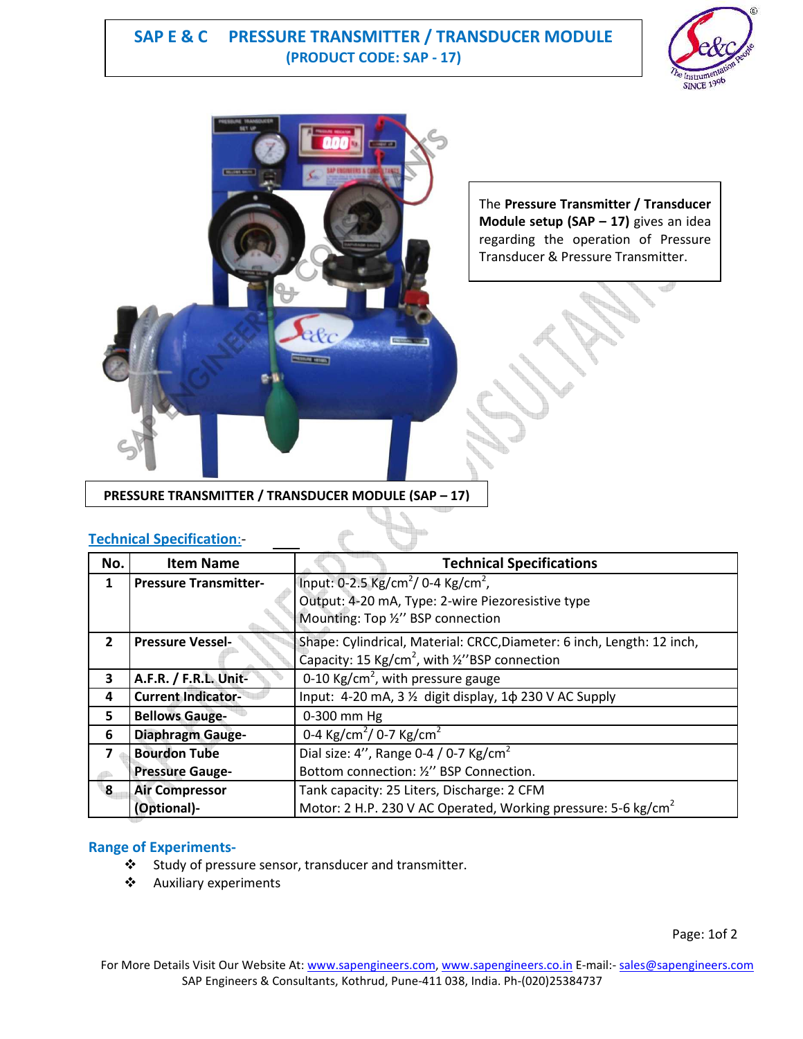# SAP E & C PRESSURE TRANSMITTER / TRANSDUCER MODULE
## (PRODUCT CODE: SAP - 17)

The **Pressure Transmitter / Transducer Module setup (SAP – 17)** gives an idea regarding the operation of Pressure Transducer & Pressure Transmitter.

**PRESSURE TRANSMITTER / TRANSDUCER MODULE (SAP – 17)**

## Technical Specification:-

| No. | Item Name | Technical Specifications |
|---|---|---|
| 1 | **Pressure Transmitter-** | Input: 0-2.5 Kg/cm$^2$/ 0-4 Kg/cm$^2$,<br>Output: 4-20 mA, Type: 2-wire Piezoresistive type<br>Mounting: Top ½'' BSP connection |
| 2 | **Pressure Vessel-** | Shape: Cylindrical, Material: CRCC,Diameter: 6 inch, Length: 12 inch, Capacity: 15 Kg/cm$^2$, with ½''BSP connection |
| 3 | **A.F.R. / F.R.L. Unit-** | 0-10 Kg/cm$^2$, with pressure gauge |
| 4 | **Current Indicator-** | Input: 4-20 mA, 3 ½ digit display, 1ϕ 230 V AC Supply |
| 5 | **Bellows Gauge-** | 0-300 mm Hg |
| 6 | **Diaphragm Gauge-** | 0-4 Kg/cm$^2$/ 0-7 Kg/cm$^2$ |
| 7 | **Bourdon Tube Pressure Gauge-** | Dial size: 4'', Range 0-4 / 0-7 Kg/cm$^2$<br>Bottom connection: ½'' BSP Connection. |
| 8 | **Air Compressor (Optional)-** | Tank capacity: 25 Liters, Discharge: 2 CFM<br>Motor: 2 H.P. 230 V AC Operated, Working pressure: 5-6 kg/cm$^2$ |

## Range of Experiments-

- Study of pressure sensor, transducer and transmitter.
- Auxiliary experiments

For More Details Visit Our Website At: www.sapengineers.com, www.sapengineers.co.in E-mail:- sales@sapengineers.com
SAP Engineers & Consultants, Kothrud, Pune-411 038, India. Ph-(020)25384737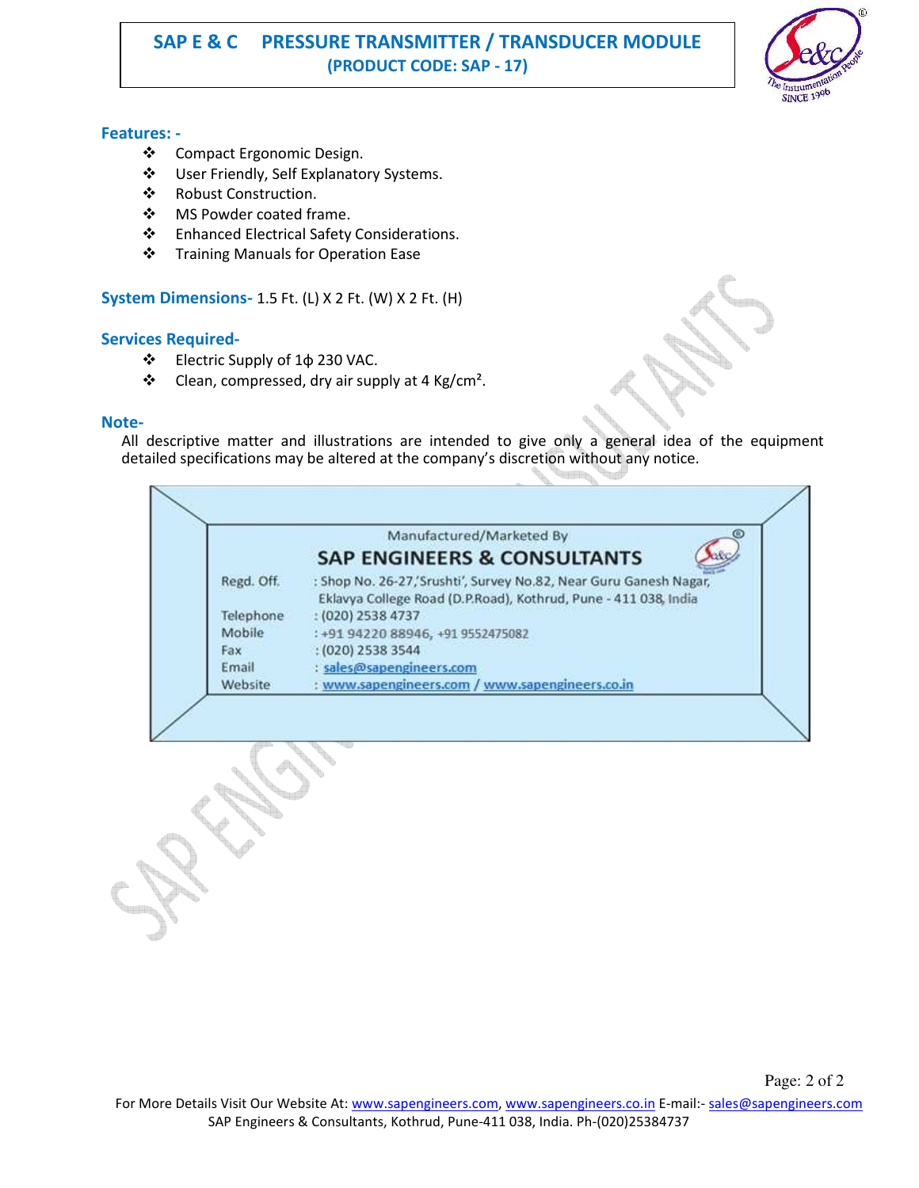# SAP E & C PRESSURE TRANSMITTER / TRANSDUCER MODULE
**(PRODUCT CODE: SAP - 17)**

### Features: -

- Compact Ergonomic Design.
- User Friendly, Self Explanatory Systems.
- Robust Construction.
- MS Powder coated frame.
- Enhanced Electrical Safety Considerations.
- Training Manuals for Operation Ease

**System Dimensions-** 1.5 Ft. (L) X 2 Ft. (W) X 2 Ft. (H)

### Services Required-

- Electric Supply of 1ɸ 230 VAC.
- Clean, compressed, dry air supply at 4 Kg/cm².

### Note-

All descriptive matter and illustrations are intended to give only a general idea of the equipment detailed specifications may be altered at the company's discretion without any notice.

Manufactured/Marketed By

**SAP ENGINEERS & CONSULTANTS**

| | |
|---|---|
| Regd. Off. | : Shop No. 26-27,'Srushti', Survey No.82, Near Guru Ganesh Nagar, Eklavya College Road (D.P.Road), Kothrud, Pune - 411 038, India |
| Telephone | : (020) 2538 4737 |
| Mobile | : +91 94220 88946, +91 9552475082 |
| Fax | : (020) 2538 3544 |
| Email | : sales@sapengineers.com |
| Website | : www.sapengineers.com / www.sapengineers.co.in |

For More Details Visit Our Website At: www.sapengineers.com, www.sapengineers.co.in E-mail:- sales@sapengineers.com
SAP Engineers & Consultants, Kothrud, Pune-411 038, India. Ph-(020)25384737